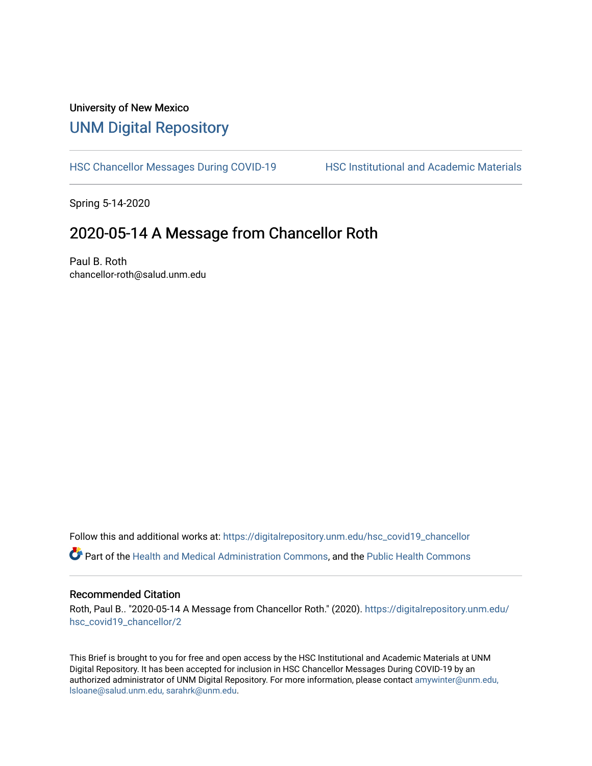University of New Mexico

# UNM Digital Repository

HSC Chancellor Messages During COVID-19 | HSC Institutional and Academic Materials

Spring 5-14-2020

## 2020-05-14 A Message from Chancellor Roth

Paul B. Roth
chancellor-roth@salud.unm.edu

Follow this and additional works at: https://digitalrepository.unm.edu/hsc_covid19_chancellor

Part of the Health and Medical Administration Commons, and the Public Health Commons

### Recommended Citation

Roth, Paul B.. "2020-05-14 A Message from Chancellor Roth." (2020). https://digitalrepository.unm.edu/hsc_covid19_chancellor/2

This Brief is brought to you for free and open access by the HSC Institutional and Academic Materials at UNM Digital Repository. It has been accepted for inclusion in HSC Chancellor Messages During COVID-19 by an authorized administrator of UNM Digital Repository. For more information, please contact amywinter@unm.edu, lsloane@salud.unm.edu, sarahrk@unm.edu.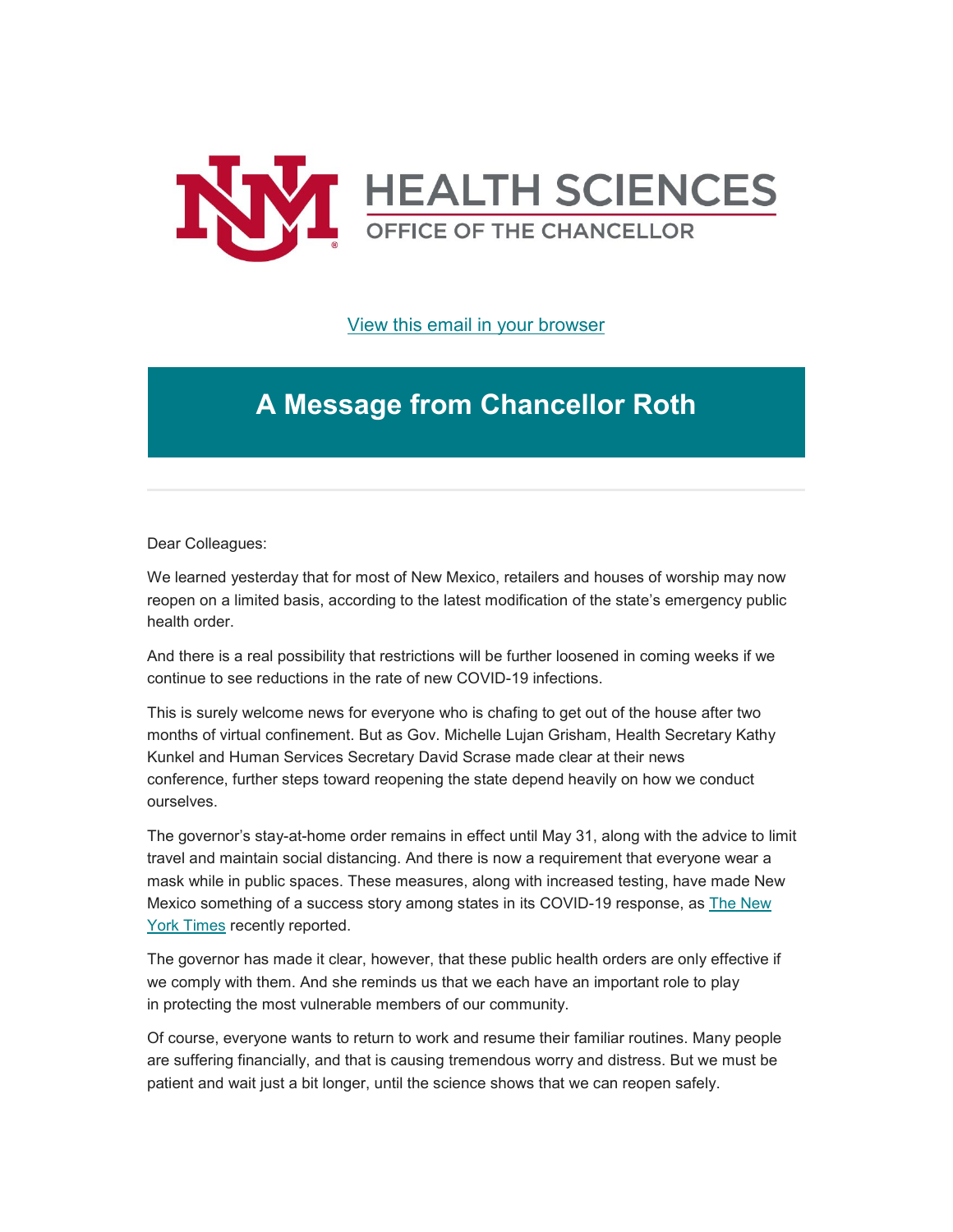HEALTH SCIENCES

OFFICE OF THE CHANCELLOR

[View this email in your browser]

# A Message from Chancellor Roth

Dear Colleagues:

We learned yesterday that for most of New Mexico, retailers and houses of worship may now reopen on a limited basis, according to the latest modification of the state's emergency public health order.

And there is a real possibility that restrictions will be further loosened in coming weeks if we continue to see reductions in the rate of new COVID-19 infections.

This is surely welcome news for everyone who is chafing to get out of the house after two months of virtual confinement. But as Gov. Michelle Lujan Grisham, Health Secretary Kathy Kunkel and Human Services Secretary David Scrase made clear at their news conference, further steps toward reopening the state depend heavily on how we conduct ourselves.

The governor's stay-at-home order remains in effect until May 31, along with the advice to limit travel and maintain social distancing. And there is now a requirement that everyone wear a mask while in public spaces. These measures, along with increased testing, have made New Mexico something of a success story among states in its COVID-19 response, as [The New York Times] recently reported.

The governor has made it clear, however, that these public health orders are only effective if we comply with them. And she reminds us that we each have an important role to play in protecting the most vulnerable members of our community.

Of course, everyone wants to return to work and resume their familiar routines. Many people are suffering financially, and that is causing tremendous worry and distress. But we must be patient and wait just a bit longer, until the science shows that we can reopen safely.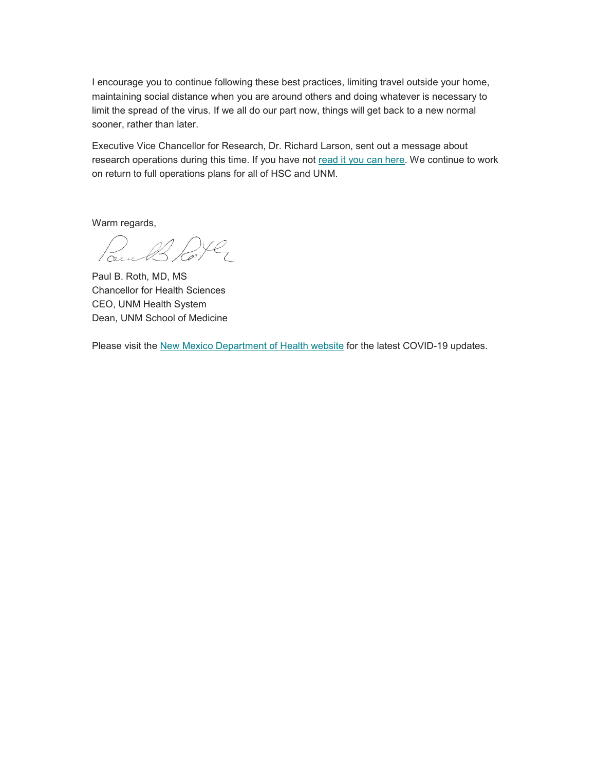I encourage you to continue following these best practices, limiting travel outside your home, maintaining social distance when you are around others and doing whatever is necessary to limit the spread of the virus. If we all do our part now, things will get back to a new normal sooner, rather than later.

Executive Vice Chancellor for Research, Dr. Richard Larson, sent out a message about research operations during this time. If you have not read it you can here. We continue to work on return to full operations plans for all of HSC and UNM.

Warm regards,

Paul B. Roth, MD, MS
Chancellor for Health Sciences
CEO, UNM Health System
Dean, UNM School of Medicine

Please visit the New Mexico Department of Health website for the latest COVID-19 updates.